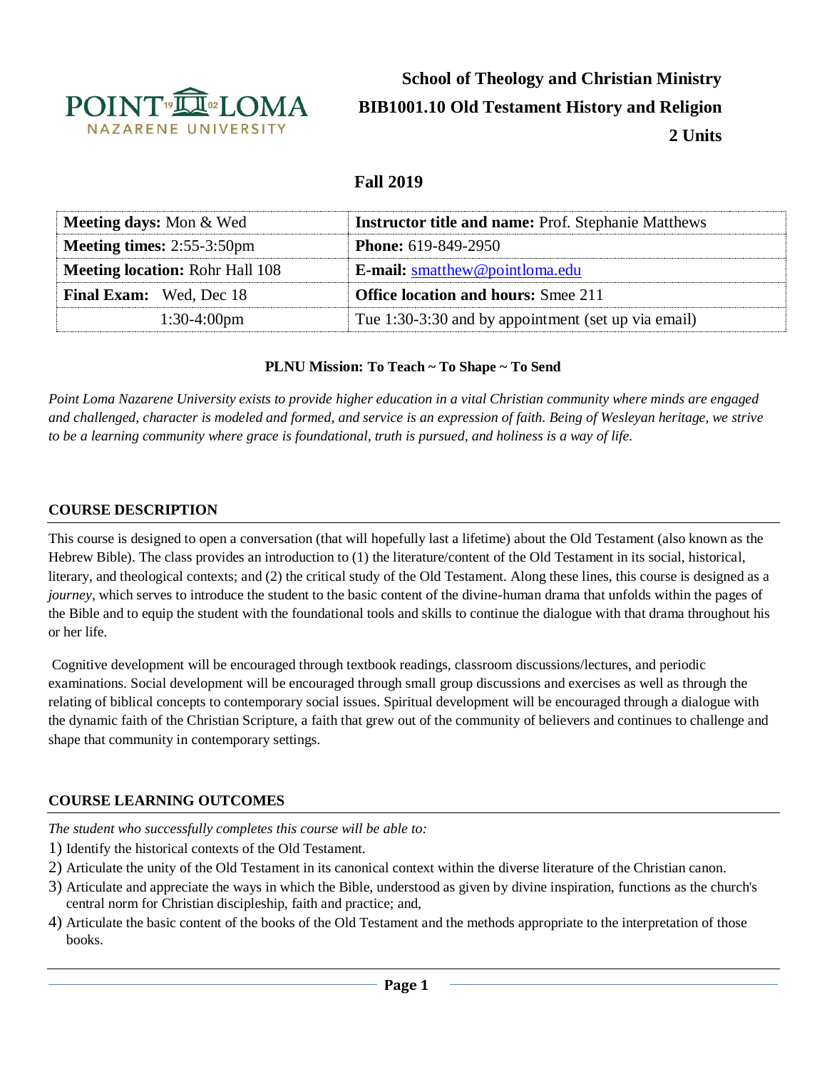# School of Theology and Christian Ministry
# BIB1001.10 Old Testament History and Religion
## 2 Units

## Fall 2019

| **Meeting days:** Mon & Wed | **Instructor title and name:** Prof. Stephanie Matthews |
|---|---|
| **Meeting times:** 2:55-3:50pm | **Phone:** 619-849-2950 |
| **Meeting location:** Rohr Hall 108 | **E-mail:** smatthew@pointloma.edu |
| **Final Exam:** Wed, Dec 18 | **Office location and hours:** Smee 211 |
| 1:30-4:00pm | Tue 1:30-3:30 and by appointment (set up via email) |

**PLNU Mission: To Teach ~ To Shape ~ To Send**

*Point Loma Nazarene University exists to provide higher education in a vital Christian community where minds are engaged and challenged, character is modeled and formed, and service is an expression of faith. Being of Wesleyan heritage, we strive to be a learning community where grace is foundational, truth is pursued, and holiness is a way of life.*

## COURSE DESCRIPTION

This course is designed to open a conversation (that will hopefully last a lifetime) about the Old Testament (also known as the Hebrew Bible). The class provides an introduction to (1) the literature/content of the Old Testament in its social, historical, literary, and theological contexts; and (2) the critical study of the Old Testament. Along these lines, this course is designed as a *journey*, which serves to introduce the student to the basic content of the divine-human drama that unfolds within the pages of the Bible and to equip the student with the foundational tools and skills to continue the dialogue with that drama throughout his or her life.

Cognitive development will be encouraged through textbook readings, classroom discussions/lectures, and periodic examinations. Social development will be encouraged through small group discussions and exercises as well as through the relating of biblical concepts to contemporary social issues. Spiritual development will be encouraged through a dialogue with the dynamic faith of the Christian Scripture, a faith that grew out of the community of believers and continues to challenge and shape that community in contemporary settings.

## COURSE LEARNING OUTCOMES

*The student who successfully completes this course will be able to:*

1) Identify the historical contexts of the Old Testament.
2) Articulate the unity of the Old Testament in its canonical context within the diverse literature of the Christian canon.
3) Articulate and appreciate the ways in which the Bible, understood as given by divine inspiration, functions as the church's central norm for Christian discipleship, faith and practice; and,
4) Articulate the basic content of the books of the Old Testament and the methods appropriate to the interpretation of those books.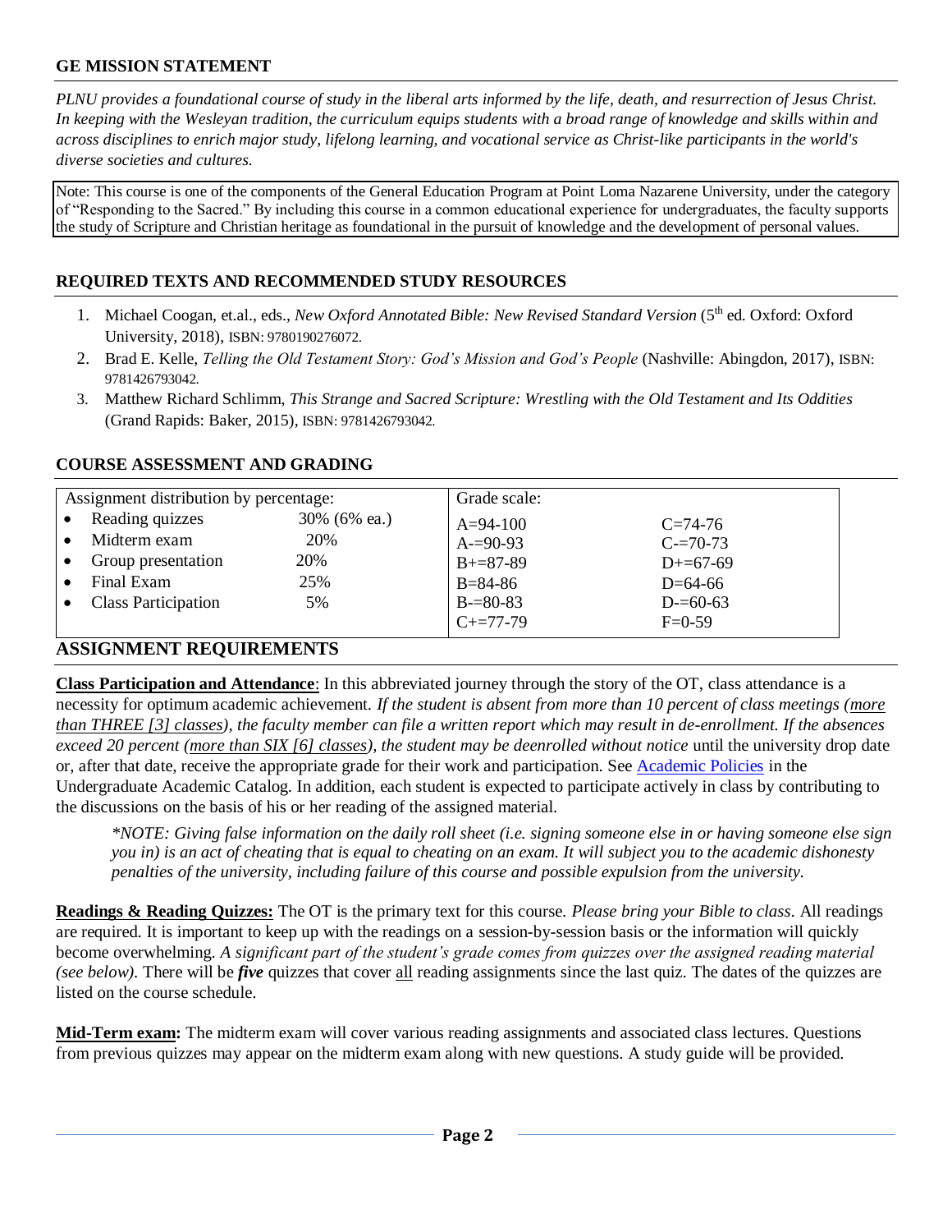## GE MISSION STATEMENT

*PLNU provides a foundational course of study in the liberal arts informed by the life, death, and resurrection of Jesus Christ. In keeping with the Wesleyan tradition, the curriculum equips students with a broad range of knowledge and skills within and across disciplines to enrich major study, lifelong learning, and vocational service as Christ-like participants in the world's diverse societies and cultures.*

Note: This course is one of the components of the General Education Program at Point Loma Nazarene University, under the category of "Responding to the Sacred." By including this course in a common educational experience for undergraduates, the faculty supports the study of Scripture and Christian heritage as foundational in the pursuit of knowledge and the development of personal values.

## REQUIRED TEXTS AND RECOMMENDED STUDY RESOURCES

1. Michael Coogan, et.al., eds., *New Oxford Annotated Bible: New Revised Standard Version* (5th ed. Oxford: Oxford University, 2018), ISBN: 9780190276072.
2. Brad E. Kelle, *Telling the Old Testament Story: God's Mission and God's People* (Nashville: Abingdon, 2017), ISBN: 9781426793042.
3. Matthew Richard Schlimm, *This Strange and Sacred Scripture: Wrestling with the Old Testament and Its Oddities* (Grand Rapids: Baker, 2015), ISBN: 9781426793042.

## COURSE ASSESSMENT AND GRADING

| Assignment distribution by percentage: | | Grade scale: | |
|---|---|---|---|
| • Reading quizzes | 30% (6% ea.) | A=94-100 | C=74-76 |
| • Midterm exam | 20% | A-=90-93 | C-=70-73 |
| • Group presentation | 20% | B+=87-89 | D+=67-69 |
| • Final Exam | 25% | B=84-86 | D=64-66 |
| • Class Participation | 5% | B-=80-83 | D-=60-63 |
| | | C+=77-79 | F=0-59 |

## ASSIGNMENT REQUIREMENTS

**Class Participation and Attendance**: In this abbreviated journey through the story of the OT, class attendance is a necessity for optimum academic achievement. *If the student is absent from more than 10 percent of class meetings (more than THREE [3] classes), the faculty member can file a written report which may result in de-enrollment. If the absences exceed 20 percent (more than SIX [6] classes), the student may be deenrolled without notice* until the university drop date or, after that date, receive the appropriate grade for their work and participation. See Academic Policies in the Undergraduate Academic Catalog. In addition, each student is expected to participate actively in class by contributing to the discussions on the basis of his or her reading of the assigned material.

> *\*NOTE: Giving false information on the daily roll sheet (i.e. signing someone else in or having someone else sign you in) is an act of cheating that is equal to cheating on an exam. It will subject you to the academic dishonesty penalties of the university, including failure of this course and possible expulsion from the university.*

**Readings & Reading Quizzes:** The OT is the primary text for this course. *Please bring your Bible to class.* All readings are required. It is important to keep up with the readings on a session-by-session basis or the information will quickly become overwhelming. *A significant part of the student's grade comes from quizzes over the assigned reading material (see below).* There will be ***five*** quizzes that cover all reading assignments since the last quiz. The dates of the quizzes are listed on the course schedule.

**Mid-Term exam:** The midterm exam will cover various reading assignments and associated class lectures. Questions from previous quizzes may appear on the midterm exam along with new questions. A study guide will be provided.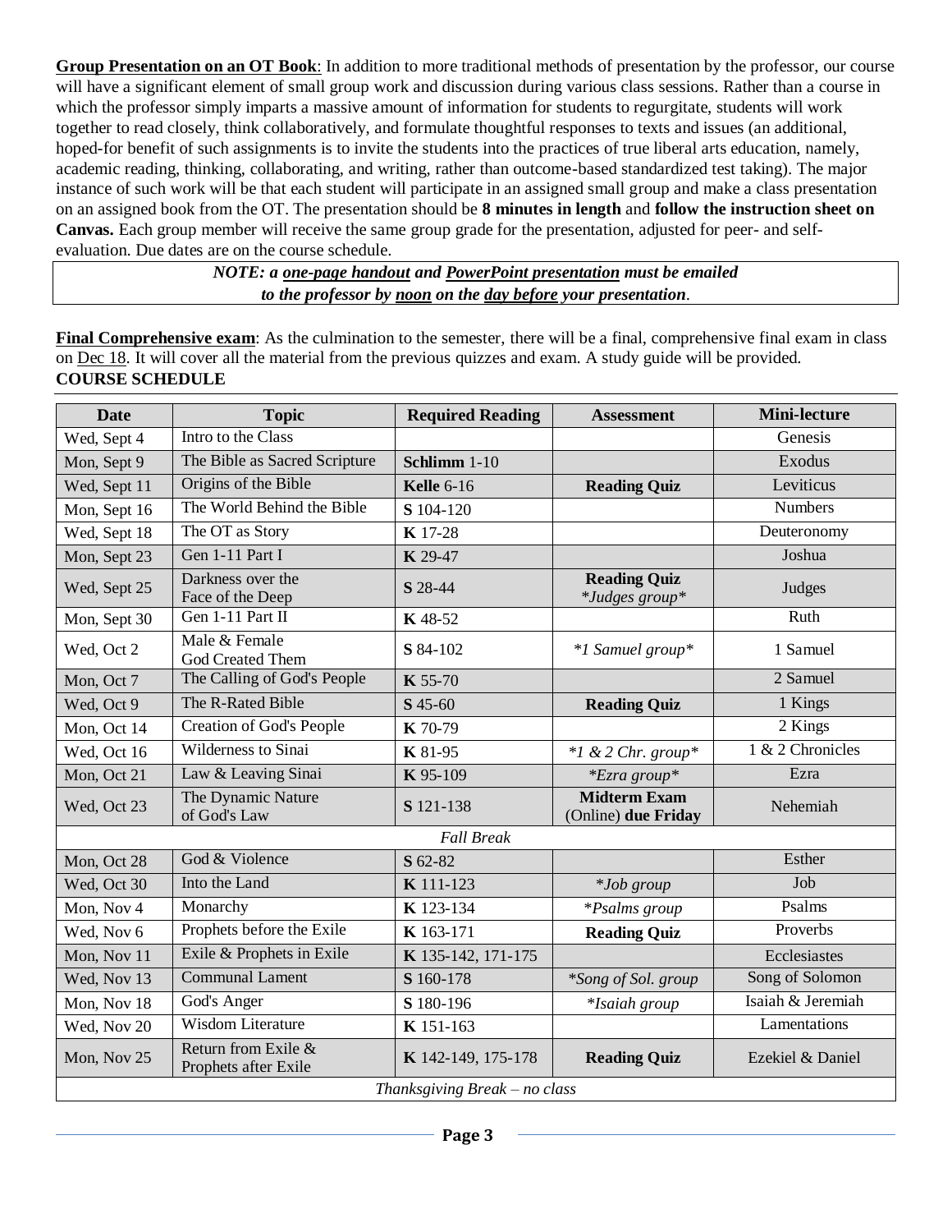**Group Presentation on an OT Book**: In addition to more traditional methods of presentation by the professor, our course will have a significant element of small group work and discussion during various class sessions. Rather than a course in which the professor simply imparts a massive amount of information for students to regurgitate, students will work together to read closely, think collaboratively, and formulate thoughtful responses to texts and issues (an additional, hoped-for benefit of such assignments is to invite the students into the practices of true liberal arts education, namely, academic reading, thinking, collaborating, and writing, rather than outcome-based standardized test taking). The major instance of such work will be that each student will participate in an assigned small group and make a class presentation on an assigned book from the OT. The presentation should be **8 minutes in length** and **follow the instruction sheet on Canvas.** Each group member will receive the same group grade for the presentation, adjusted for peer- and self-evaluation. Due dates are on the course schedule.

> ***NOTE: a one-page handout and PowerPoint presentation must be emailed to the professor by noon on the day before your presentation.***

**Final Comprehensive exam**: As the culmination to the semester, there will be a final, comprehensive final exam in class on Dec 18. It will cover all the material from the previous quizzes and exam. A study guide will be provided.

**COURSE SCHEDULE**

| Date | Topic | Required Reading | Assessment | Mini-lecture |
|---|---|---|---|---|
| Wed, Sept 4 | Intro to the Class | | | Genesis |
| Mon, Sept 9 | The Bible as Sacred Scripture | **Schlimm** 1-10 | | Exodus |
| Wed, Sept 11 | Origins of the Bible | **Kelle** 6-16 | **Reading Quiz** | Leviticus |
| Mon, Sept 16 | The World Behind the Bible | **S** 104-120 | | Numbers |
| Wed, Sept 18 | The OT as Story | **K** 17-28 | | Deuteronomy |
| Mon, Sept 23 | Gen 1-11 Part I | **K** 29-47 | | Joshua |
| Wed, Sept 25 | Darkness over the Face of the Deep | **S** 28-44 | **Reading Quiz** *\*Judges group\** | Judges |
| Mon, Sept 30 | Gen 1-11 Part II | **K** 48-52 | | Ruth |
| Wed, Oct 2 | Male & Female God Created Them | **S** 84-102 | *\*1 Samuel group\** | 1 Samuel |
| Mon, Oct 7 | The Calling of God's People | **K** 55-70 | | 2 Samuel |
| Wed, Oct 9 | The R-Rated Bible | **S** 45-60 | **Reading Quiz** | 1 Kings |
| Mon, Oct 14 | Creation of God's People | **K** 70-79 | | 2 Kings |
| Wed, Oct 16 | Wilderness to Sinai | **K** 81-95 | *\*1 & 2 Chr. group\** | 1 & 2 Chronicles |
| Mon, Oct 21 | Law & Leaving Sinai | **K** 95-109 | *\*Ezra group\** | Ezra |
| Wed, Oct 23 | The Dynamic Nature of God's Law | **S** 121-138 | **Midterm Exam** (Online) **due Friday** | Nehemiah |
| *Fall Break* | | | | |
| Mon, Oct 28 | God & Violence | **S** 62-82 | | Esther |
| Wed, Oct 30 | Into the Land | **K** 111-123 | *\*Job group* | Job |
| Mon, Nov 4 | Monarchy | **K** 123-134 | *\*Psalms group* | Psalms |
| Wed, Nov 6 | Prophets before the Exile | **K** 163-171 | **Reading Quiz** | Proverbs |
| Mon, Nov 11 | Exile & Prophets in Exile | **K** 135-142, 171-175 | | Ecclesiastes |
| Wed, Nov 13 | Communal Lament | **S** 160-178 | *\*Song of Sol. group* | Song of Solomon |
| Mon, Nov 18 | God's Anger | **S** 180-196 | *\*Isaiah group* | Isaiah & Jeremiah |
| Wed, Nov 20 | Wisdom Literature | **K** 151-163 | | Lamentations |
| Mon, Nov 25 | Return from Exile & Prophets after Exile | **K** 142-149, 175-178 | **Reading Quiz** | Ezekiel & Daniel |
| *Thanksgiving Break – no class* | | | | |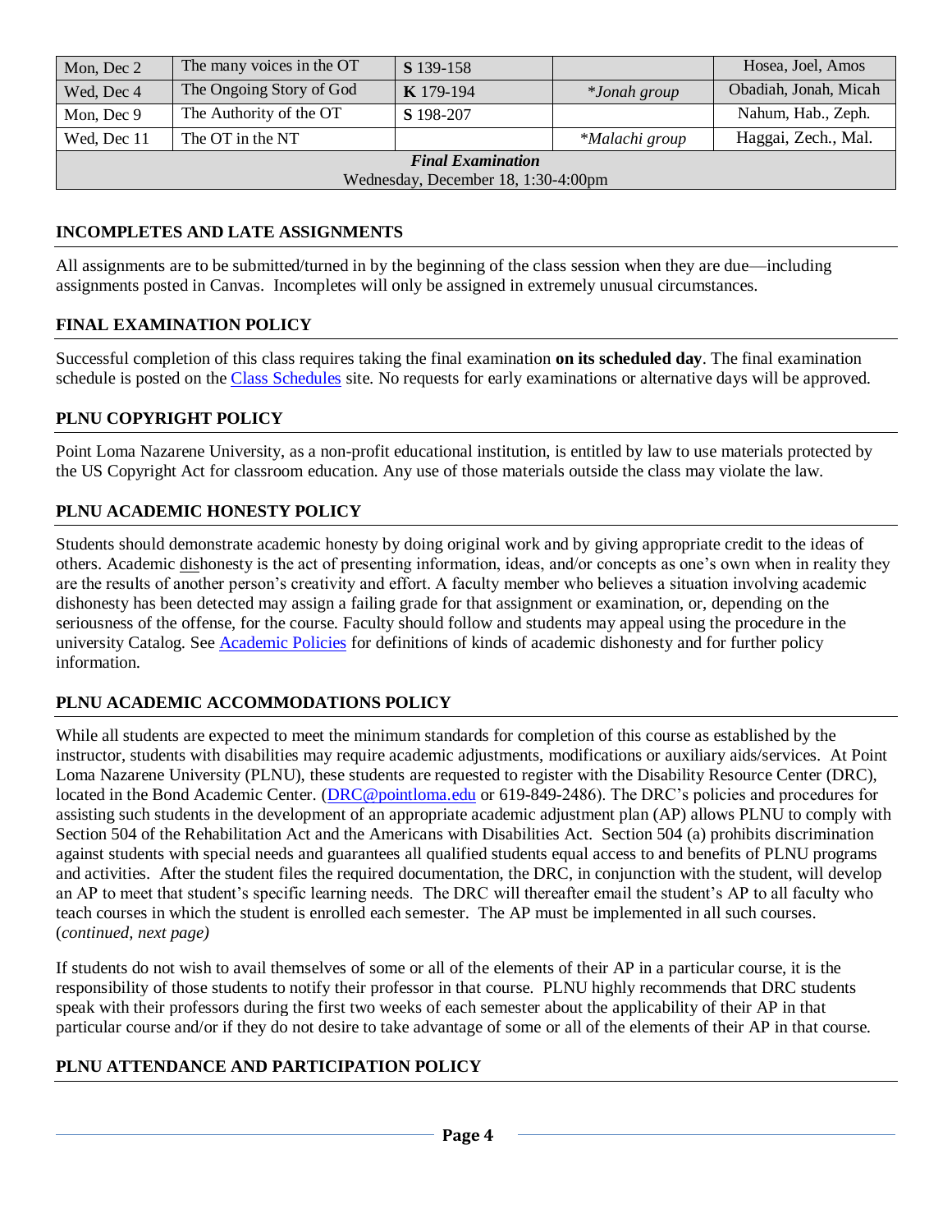| Mon, Dec 2 | The many voices in the OT | **S** 139-158 | | Hosea, Joel, Amos |
|---|---|---|---|---|
| Wed, Dec 4 | The Ongoing Story of God | **K** 179-194 | **Jonah group* | Obadiah, Jonah, Micah |
| Mon, Dec 9 | The Authority of the OT | **S** 198-207 | | Nahum, Hab., Zeph. |
| Wed, Dec 11 | The OT in the NT | | **Malachi group* | Haggai, Zech., Mal. |
| ***Final Examination*** Wednesday, December 18, 1:30-4:00pm | | | | |

## INCOMPLETES AND LATE ASSIGNMENTS

All assignments are to be submitted/turned in by the beginning of the class session when they are due—including assignments posted in Canvas. Incompletes will only be assigned in extremely unusual circumstances.

## FINAL EXAMINATION POLICY

Successful completion of this class requires taking the final examination **on its scheduled day**. The final examination schedule is posted on the Class Schedules site. No requests for early examinations or alternative days will be approved.

## PLNU COPYRIGHT POLICY

Point Loma Nazarene University, as a non-profit educational institution, is entitled by law to use materials protected by the US Copyright Act for classroom education. Any use of those materials outside the class may violate the law.

## PLNU ACADEMIC HONESTY POLICY

Students should demonstrate academic honesty by doing original work and by giving appropriate credit to the ideas of others. Academic dishonesty is the act of presenting information, ideas, and/or concepts as one's own when in reality they are the results of another person's creativity and effort. A faculty member who believes a situation involving academic dishonesty has been detected may assign a failing grade for that assignment or examination, or, depending on the seriousness of the offense, for the course. Faculty should follow and students may appeal using the procedure in the university Catalog. See Academic Policies for definitions of kinds of academic dishonesty and for further policy information.

## PLNU ACADEMIC ACCOMMODATIONS POLICY

While all students are expected to meet the minimum standards for completion of this course as established by the instructor, students with disabilities may require academic adjustments, modifications or auxiliary aids/services. At Point Loma Nazarene University (PLNU), these students are requested to register with the Disability Resource Center (DRC), located in the Bond Academic Center. (DRC@pointloma.edu or 619-849-2486). The DRC's policies and procedures for assisting such students in the development of an appropriate academic adjustment plan (AP) allows PLNU to comply with Section 504 of the Rehabilitation Act and the Americans with Disabilities Act. Section 504 (a) prohibits discrimination against students with special needs and guarantees all qualified students equal access to and benefits of PLNU programs and activities. After the student files the required documentation, the DRC, in conjunction with the student, will develop an AP to meet that student's specific learning needs. The DRC will thereafter email the student's AP to all faculty who teach courses in which the student is enrolled each semester. The AP must be implemented in all such courses. (*continued, next page)*

If students do not wish to avail themselves of some or all of the elements of their AP in a particular course, it is the responsibility of those students to notify their professor in that course. PLNU highly recommends that DRC students speak with their professors during the first two weeks of each semester about the applicability of their AP in that particular course and/or if they do not desire to take advantage of some or all of the elements of their AP in that course.

## PLNU ATTENDANCE AND PARTICIPATION POLICY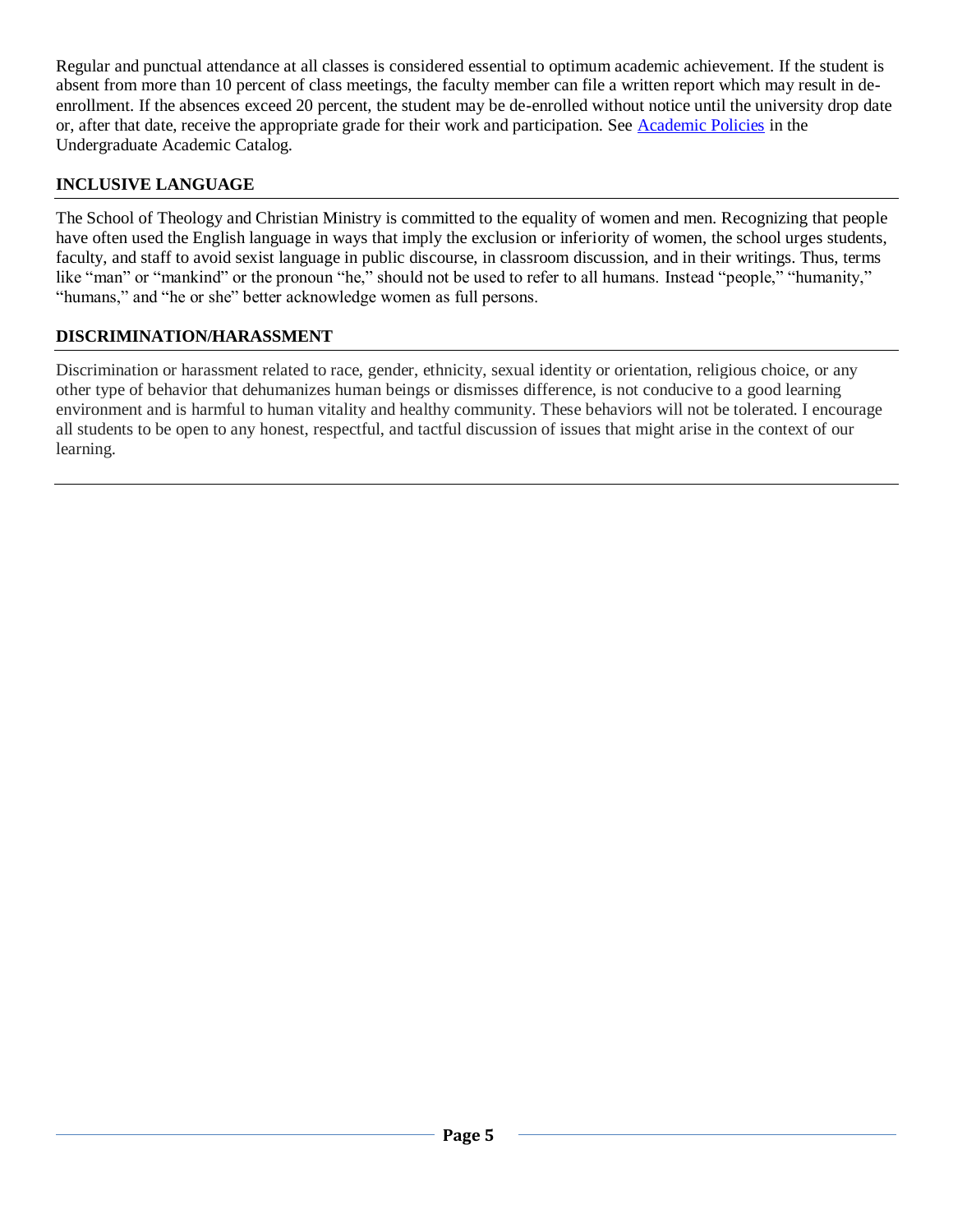Regular and punctual attendance at all classes is considered essential to optimum academic achievement. If the student is absent from more than 10 percent of class meetings, the faculty member can file a written report which may result in de-enrollment. If the absences exceed 20 percent, the student may be de-enrolled without notice until the university drop date or, after that date, receive the appropriate grade for their work and participation. See [Academic Policies](#) in the Undergraduate Academic Catalog.

## INCLUSIVE LANGUAGE

The School of Theology and Christian Ministry is committed to the equality of women and men. Recognizing that people have often used the English language in ways that imply the exclusion or inferiority of women, the school urges students, faculty, and staff to avoid sexist language in public discourse, in classroom discussion, and in their writings. Thus, terms like "man" or "mankind" or the pronoun "he," should not be used to refer to all humans. Instead "people," "humanity," "humans," and "he or she" better acknowledge women as full persons.

## DISCRIMINATION/HARASSMENT

Discrimination or harassment related to race, gender, ethnicity, sexual identity or orientation, religious choice, or any other type of behavior that dehumanizes human beings or dismisses difference, is not conducive to a good learning environment and is harmful to human vitality and healthy community. These behaviors will not be tolerated. I encourage all students to be open to any honest, respectful, and tactful discussion of issues that might arise in the context of our learning.